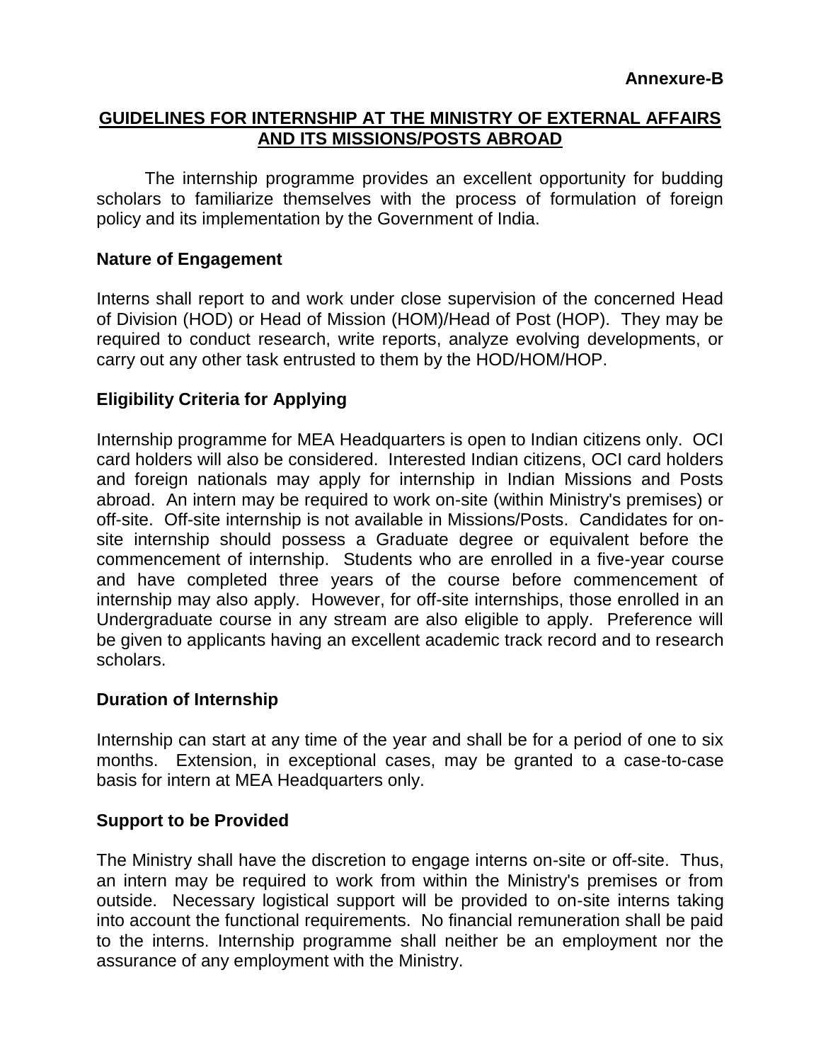**Annexure-B**

## GUIDELINES FOR INTERNSHIP AT THE MINISTRY OF EXTERNAL AFFAIRS AND ITS MISSIONS/POSTS ABROAD

The internship programme provides an excellent opportunity for budding scholars to familiarize themselves with the process of formulation of foreign policy and its implementation by the Government of India.

### Nature of Engagement

Interns shall report to and work under close supervision of the concerned Head of Division (HOD) or Head of Mission (HOM)/Head of Post (HOP). They may be required to conduct research, write reports, analyze evolving developments, or carry out any other task entrusted to them by the HOD/HOM/HOP.

### Eligibility Criteria for Applying

Internship programme for MEA Headquarters is open to Indian citizens only. OCI card holders will also be considered. Interested Indian citizens, OCI card holders and foreign nationals may apply for internship in Indian Missions and Posts abroad. An intern may be required to work on-site (within Ministry's premises) or off-site. Off-site internship is not available in Missions/Posts. Candidates for on-site internship should possess a Graduate degree or equivalent before the commencement of internship. Students who are enrolled in a five-year course and have completed three years of the course before commencement of internship may also apply. However, for off-site internships, those enrolled in an Undergraduate course in any stream are also eligible to apply. Preference will be given to applicants having an excellent academic track record and to research scholars.

### Duration of Internship

Internship can start at any time of the year and shall be for a period of one to six months. Extension, in exceptional cases, may be granted to a case-to-case basis for intern at MEA Headquarters only.

### Support to be Provided

The Ministry shall have the discretion to engage interns on-site or off-site. Thus, an intern may be required to work from within the Ministry's premises or from outside. Necessary logistical support will be provided to on-site interns taking into account the functional requirements. No financial remuneration shall be paid to the interns. Internship programme shall neither be an employment nor the assurance of any employment with the Ministry.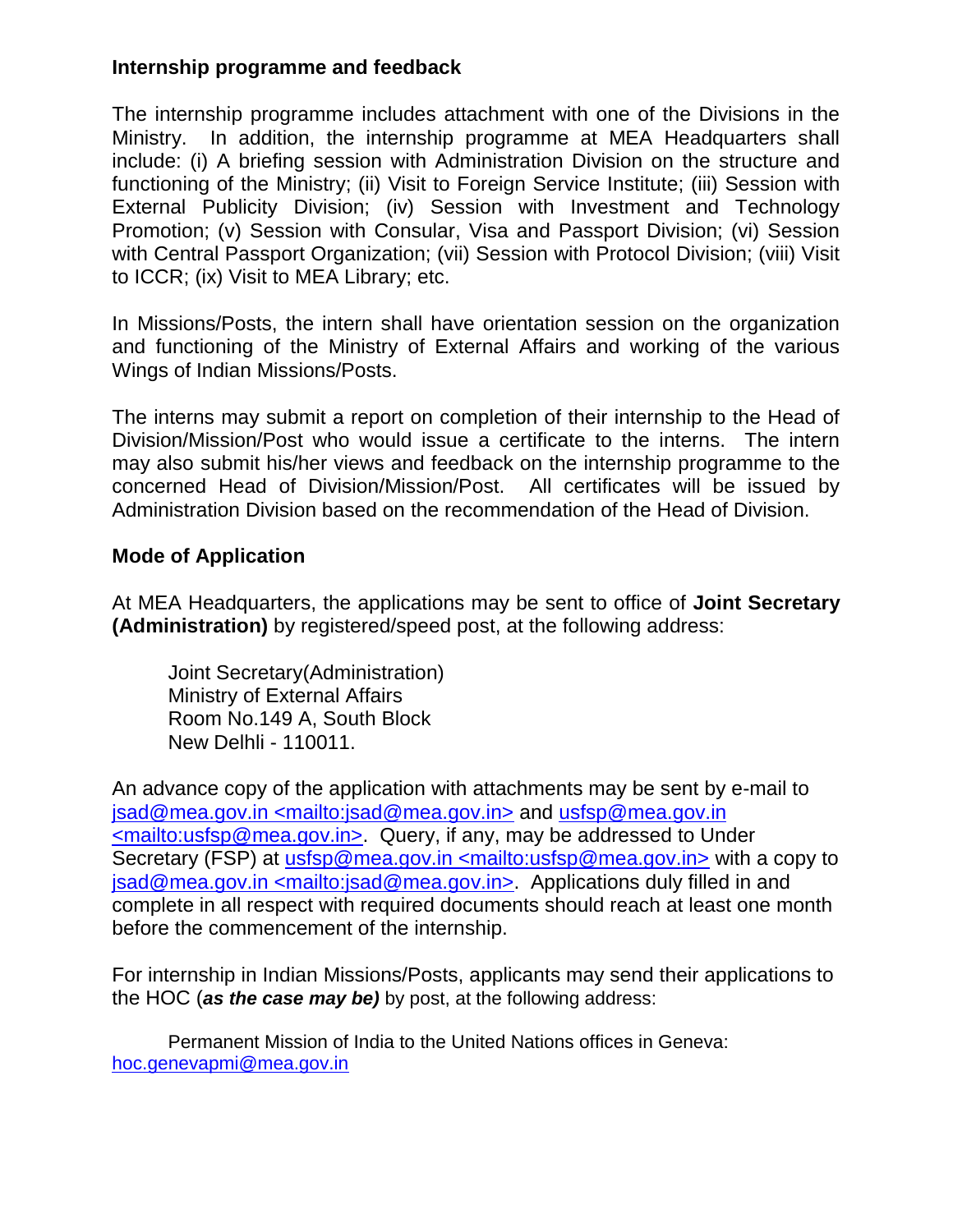**Internship programme and feedback**

The internship programme includes attachment with one of the Divisions in the Ministry. In addition, the internship programme at MEA Headquarters shall include: (i) A briefing session with Administration Division on the structure and functioning of the Ministry; (ii) Visit to Foreign Service Institute; (iii) Session with External Publicity Division; (iv) Session with Investment and Technology Promotion; (v) Session with Consular, Visa and Passport Division; (vi) Session with Central Passport Organization; (vii) Session with Protocol Division; (viii) Visit to ICCR; (ix) Visit to MEA Library; etc.

In Missions/Posts, the intern shall have orientation session on the organization and functioning of the Ministry of External Affairs and working of the various Wings of Indian Missions/Posts.

The interns may submit a report on completion of their internship to the Head of Division/Mission/Post who would issue a certificate to the interns. The intern may also submit his/her views and feedback on the internship programme to the concerned Head of Division/Mission/Post. All certificates will be issued by Administration Division based on the recommendation of the Head of Division.

**Mode of Application**

At MEA Headquarters, the applications may be sent to office of **Joint Secretary (Administration)** by registered/speed post, at the following address:

Joint Secretary(Administration)
Ministry of External Affairs
Room No.149 A, South Block
New Delhli - 110011.

An advance copy of the application with attachments may be sent by e-mail to jsad@mea.gov.in <mailto:jsad@mea.gov.in> and usfsp@mea.gov.in <mailto:usfsp@mea.gov.in>. Query, if any, may be addressed to Under Secretary (FSP) at usfsp@mea.gov.in <mailto:usfsp@mea.gov.in> with a copy to jsad@mea.gov.in <mailto:jsad@mea.gov.in>. Applications duly filled in and complete in all respect with required documents should reach at least one month before the commencement of the internship.

For internship in Indian Missions/Posts, applicants may send their applications to the HOC (***as the case may be)*** by post, at the following address:

Permanent Mission of India to the United Nations offices in Geneva: hoc.genevapmi@mea.gov.in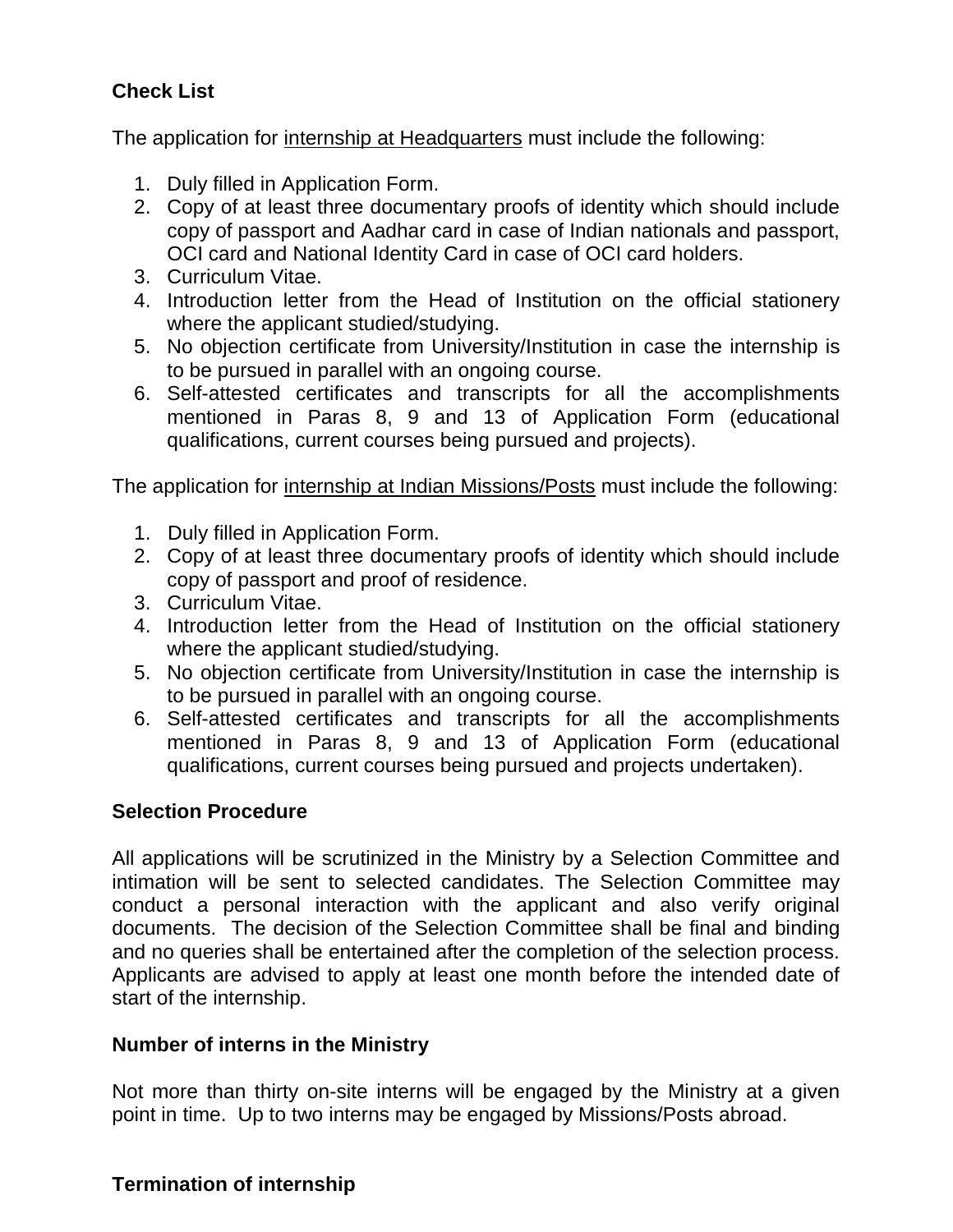**Check List**

The application for internship at Headquarters must include the following:

1. Duly filled in Application Form.
2. Copy of at least three documentary proofs of identity which should include copy of passport and Aadhar card in case of Indian nationals and passport, OCI card and National Identity Card in case of OCI card holders.
3. Curriculum Vitae.
4. Introduction letter from the Head of Institution on the official stationery where the applicant studied/studying.
5. No objection certificate from University/Institution in case the internship is to be pursued in parallel with an ongoing course.
6. Self-attested certificates and transcripts for all the accomplishments mentioned in Paras 8, 9 and 13 of Application Form (educational qualifications, current courses being pursued and projects).

The application for internship at Indian Missions/Posts must include the following:

1. Duly filled in Application Form.
2. Copy of at least three documentary proofs of identity which should include copy of passport and proof of residence.
3. Curriculum Vitae.
4. Introduction letter from the Head of Institution on the official stationery where the applicant studied/studying.
5. No objection certificate from University/Institution in case the internship is to be pursued in parallel with an ongoing course.
6. Self-attested certificates and transcripts for all the accomplishments mentioned in Paras 8, 9 and 13 of Application Form (educational qualifications, current courses being pursued and projects undertaken).

**Selection Procedure**

All applications will be scrutinized in the Ministry by a Selection Committee and intimation will be sent to selected candidates. The Selection Committee may conduct a personal interaction with the applicant and also verify original documents. The decision of the Selection Committee shall be final and binding and no queries shall be entertained after the completion of the selection process. Applicants are advised to apply at least one month before the intended date of start of the internship.

**Number of interns in the Ministry**

Not more than thirty on-site interns will be engaged by the Ministry at a given point in time. Up to two interns may be engaged by Missions/Posts abroad.

**Termination of internship**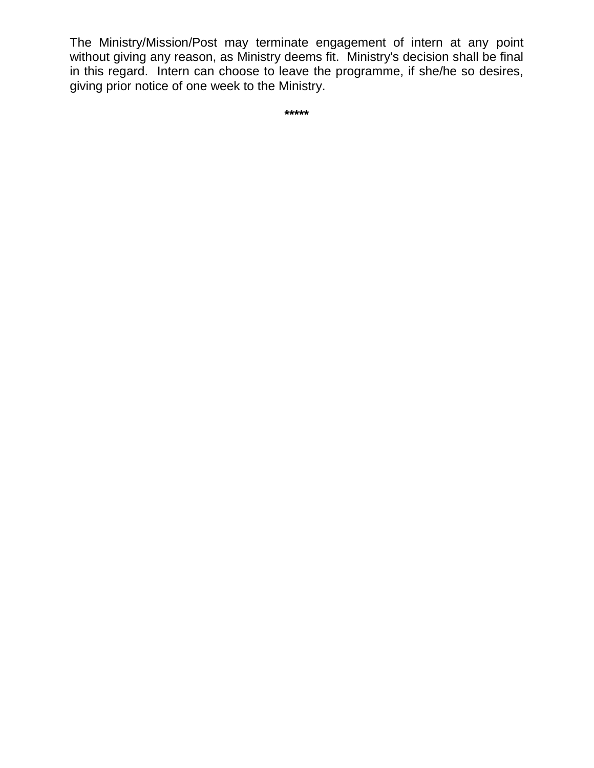The Ministry/Mission/Post may terminate engagement of intern at any point without giving any reason, as Ministry deems fit. Ministry's decision shall be final in this regard. Intern can choose to leave the programme, if she/he so desires, giving prior notice of one week to the Ministry.

*****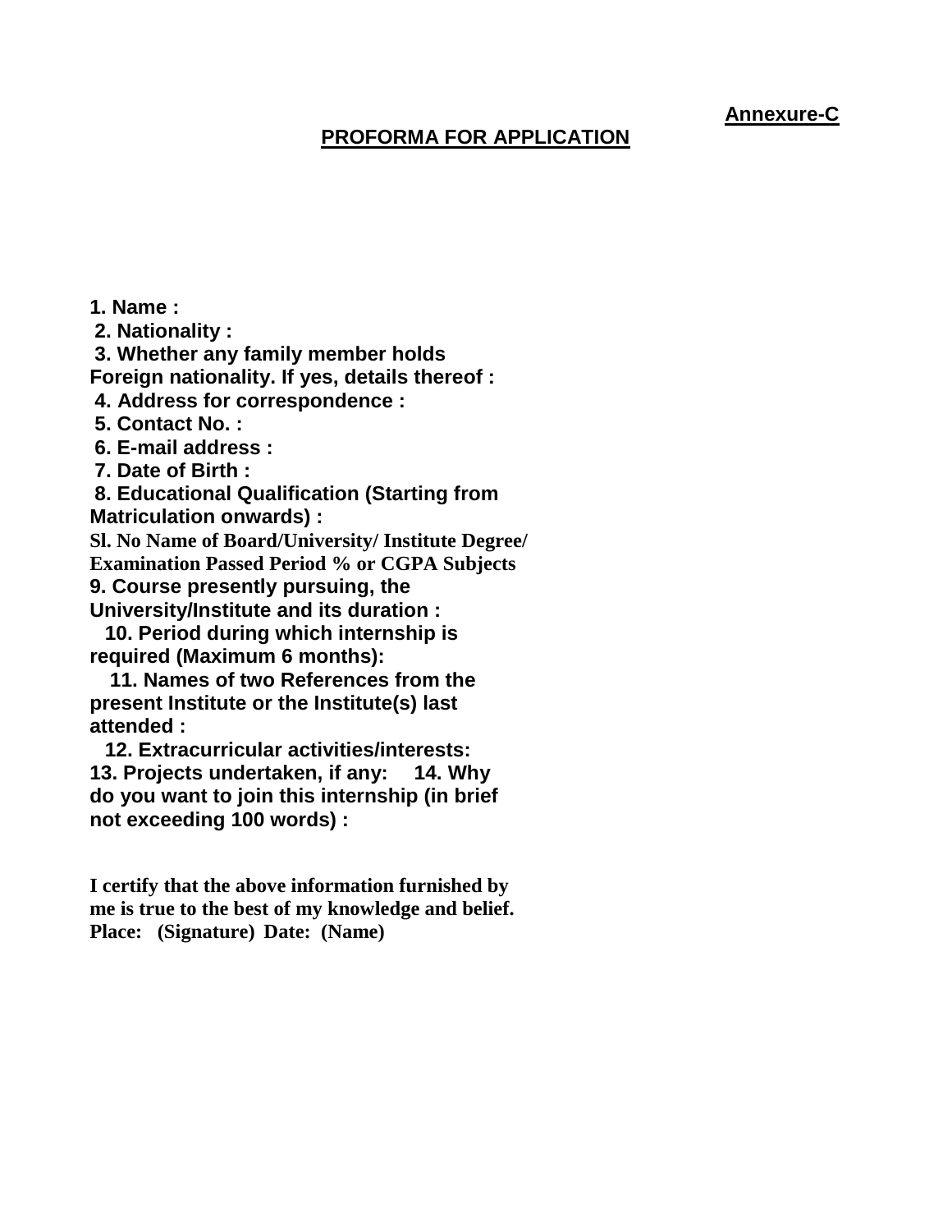**Annexure-C**

## PROFORMA FOR APPLICATION

**1. Name :**

**2. Nationality :**

**3. Whether any family member holds Foreign nationality. If yes, details thereof :**

**4. Address for correspondence :**

**5. Contact No. :**

**6. E-mail address :**

**7. Date of Birth :**

**8. Educational Qualification (Starting from Matriculation onwards) :**

| Sl. No | Name of Board/University/ Institute | Degree/ Examination Passed | Period | % or CGPA | Subjects |
|---|---|---|---|---|---|

**9. Course presently pursuing, the University/Institute and its duration :**

**10. Period during which internship is required (Maximum 6 months):**

**11. Names of two References from the present Institute or the Institute(s) last attended :**

**12. Extracurricular activities/interests:**

**13. Projects undertaken, if any:**

**14. Why do you want to join this internship (in brief not exceeding 100 words) :**

**I certify that the above information furnished by me is true to the best of my knowledge and belief.**

**Place: (Signature) Date: (Name)**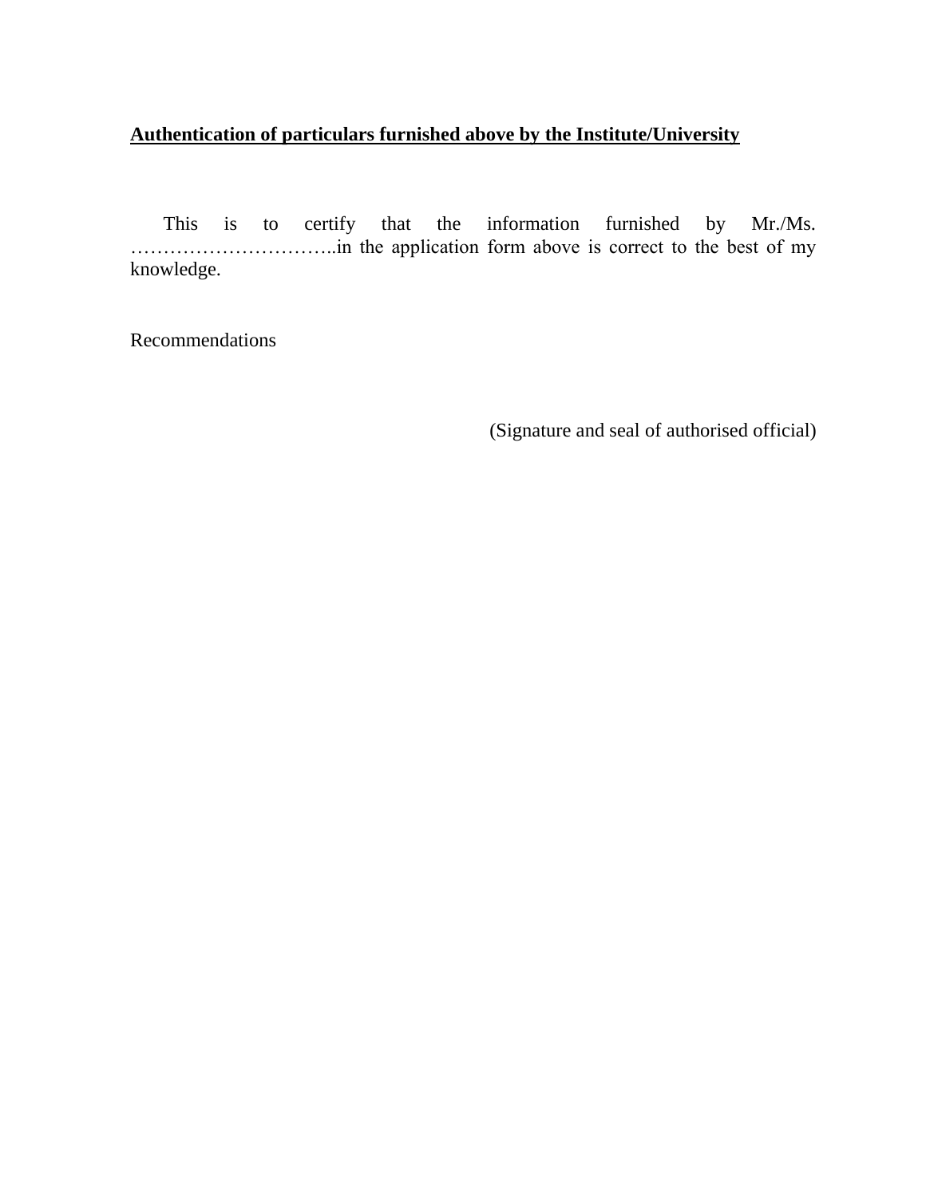**<u>Authentication of particulars furnished above by the Institute/University</u>**

This is to certify that the information furnished by Mr./Ms. …………………………..in the application form above is correct to the best of my knowledge.

Recommendations

(Signature and seal of authorised official)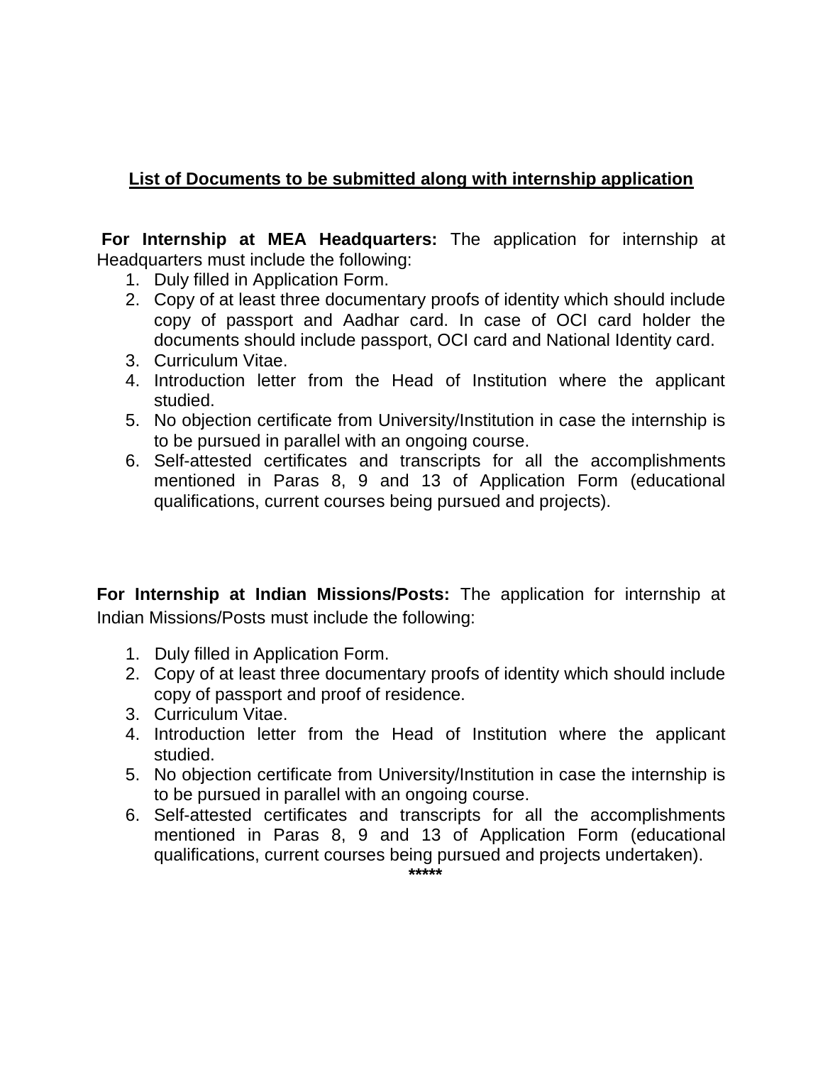## List of Documents to be submitted along with internship application

**For Internship at MEA Headquarters:** The application for internship at Headquarters must include the following:

1. Duly filled in Application Form.
2. Copy of at least three documentary proofs of identity which should include copy of passport and Aadhar card. In case of OCI card holder the documents should include passport, OCI card and National Identity card.
3. Curriculum Vitae.
4. Introduction letter from the Head of Institution where the applicant studied.
5. No objection certificate from University/Institution in case the internship is to be pursued in parallel with an ongoing course.
6. Self-attested certificates and transcripts for all the accomplishments mentioned in Paras 8, 9 and 13 of Application Form (educational qualifications, current courses being pursued and projects).

**For Internship at Indian Missions/Posts:** The application for internship at Indian Missions/Posts must include the following:

1. Duly filled in Application Form.
2. Copy of at least three documentary proofs of identity which should include copy of passport and proof of residence.
3. Curriculum Vitae.
4. Introduction letter from the Head of Institution where the applicant studied.
5. No objection certificate from University/Institution in case the internship is to be pursued in parallel with an ongoing course.
6. Self-attested certificates and transcripts for all the accomplishments mentioned in Paras 8, 9 and 13 of Application Form (educational qualifications, current courses being pursued and projects undertaken).

**\*\*\*\*\***